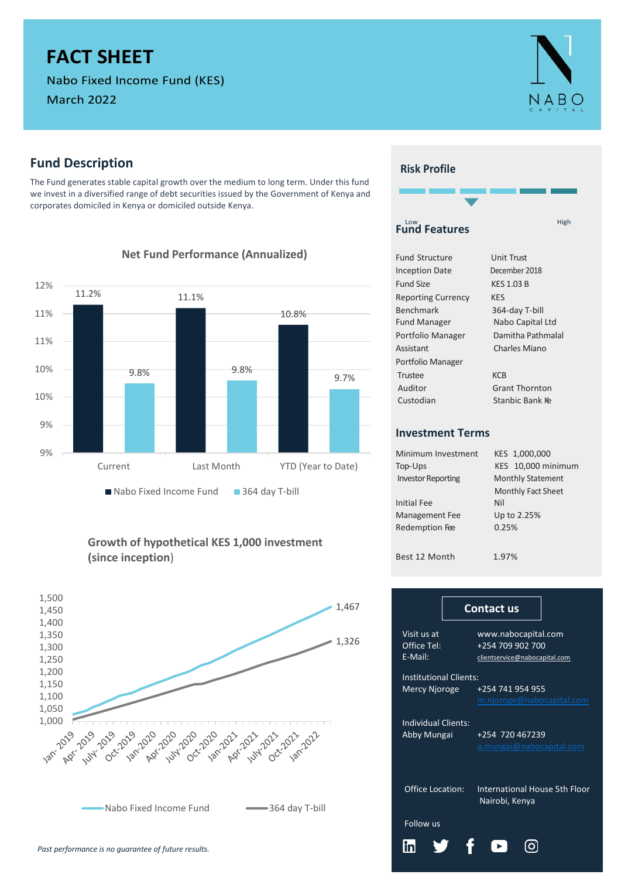# FACT SHEET

Nabo Fixed Income Fund (KES)

March 2022

## Fund Description

The Fund generates stable capital growth over the medium to long term. Under this fund we invest in a diversified range of debt securities issued by the Government of Kenya and corporates domiciled in Kenya or domiciled outside Kenya.

### Net Fund Performance (Annualized)

| | Nabo Fixed Income Fund | 364 day T-bill |
|---|---|---|
| Current | 11.2% | 9.8% |
| Last Month | 11.1% | 9.8% |
| YTD (Year to Date) | 10.8% | 9.7% |

### Growth of hypothetical KES 1,000 investment (since inception)

| | Nabo Fixed Income Fund | 364 day T-bill |
|---|---|---|
| Latest value | 1,467 | 1,326 |

*Past performance is no guarantee of future results.*

## Risk Profile

Low — High

## Fund Features

| | |
|---|---|
| Fund Structure | Unit Trust |
| Inception Date | December 2018 |
| Fund Size | KES 1.03 B |
| Reporting Currency | KES |
| Benchmark | 364-day T-bill |
| Fund Manager | Nabo Capital Ltd |
| Portfolio Manager | Damitha Pathmalal |
| Assistant Portfolio Manager | Charles Miano |
| Trustee | KCB |
| Auditor | Grant Thornton |
| Custodian | Stanbic Bank Ke |

## Investment Terms

| | |
|---|---|
| Minimum Investment | KES 1,000,000 |
| Top-Ups | KES 10,000 minimum |
| Investor Reporting | Monthly Statement<br>Monthly Fact Sheet |
| Initial Fee | Nil |
| Management Fee | Up to 2.25% |
| Redemption Fee | 0.25% |
| Best 12 Month | 1.97% |

## Contact us

Visit us at: www.nabocapital.com
Office Tel: +254 709 902 700
E-Mail: clientservice@nabocapital.com

Institutional Clients:
Mercy Njoroge +254 741 954 955
m.njoroge@nabocapital.com

Individual Clients:
Abby Mungai +254 720 467239
a.mungai@nabocapital.com

Office Location: International House 5th Floor Nairobi, Kenya

Follow us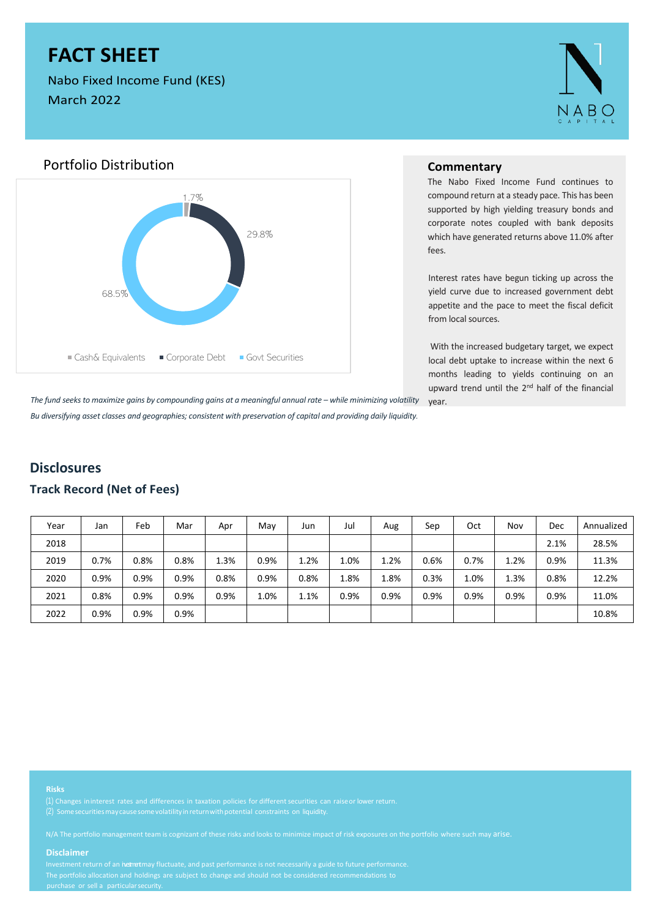# FACT SHEET

Nabo Fixed Income Fund (KES)

March 2022

NABO CAPITAL

## Portfolio Distribution

1.7%

29.8%

68.5%

Cash& Equivalents
Corporate Debt
Govt Securities

*The fund seeks to maximize gains by compounding gains at a meaningful annual rate – while minimizing volatility Bu diversifying asset classes and geographies; consistent with preservation of capital and providing daily liquidity.*

## Commentary

The Nabo Fixed Income Fund continues to compound return at a steady pace. This has been supported by high yielding treasury bonds and corporate notes coupled with bank deposits which have generated returns above 11.0% after fees.

Interest rates have begun ticking up across the yield curve due to increased government debt appetite and the pace to meet the fiscal deficit from local sources.

With the increased budgetary target, we expect local debt uptake to increase within the next 6 months leading to yields continuing on an upward trend until the 2nd half of the financial year.

## Disclosures

### Track Record (Net of Fees)

| Year | Jan | Feb | Mar | Apr | May | Jun | Jul | Aug | Sep | Oct | Nov | Dec | Annualized |
|---|---|---|---|---|---|---|---|---|---|---|---|---|---|
| 2018 | | | | | | | | | | | | 2.1% | 28.5% |
| 2019 | 0.7% | 0.8% | 0.8% | 1.3% | 0.9% | 1.2% | 1.0% | 1.2% | 0.6% | 0.7% | 1.2% | 0.9% | 11.3% |
| 2020 | 0.9% | 0.9% | 0.9% | 0.8% | 0.9% | 0.8% | 1.8% | 1.8% | 0.3% | 1.0% | 1.3% | 0.8% | 12.2% |
| 2021 | 0.8% | 0.9% | 0.9% | 0.9% | 1.0% | 1.1% | 0.9% | 0.9% | 0.9% | 0.9% | 0.9% | 0.9% | 11.0% |
| 2022 | 0.9% | 0.9% | 0.9% | | | | | | | | | | 10.8% |

**Risks**

(1) Changes in interest rates and differences in taxation policies for different securities can raise or lower return.
(2) Some securities may cause some volatility in return with potential constraints on liquidity.

N/A The portfolio management team is cognizant of these risks and looks to minimize impact of risk exposures on the portfolio where such may arise.

**Disclaimer**

Investment return of an investment may fluctuate, and past performance is not necessarily a guide to future performance.
The portfolio allocation and holdings are subject to change and should not be considered recommendations to purchase or sell a particular security.